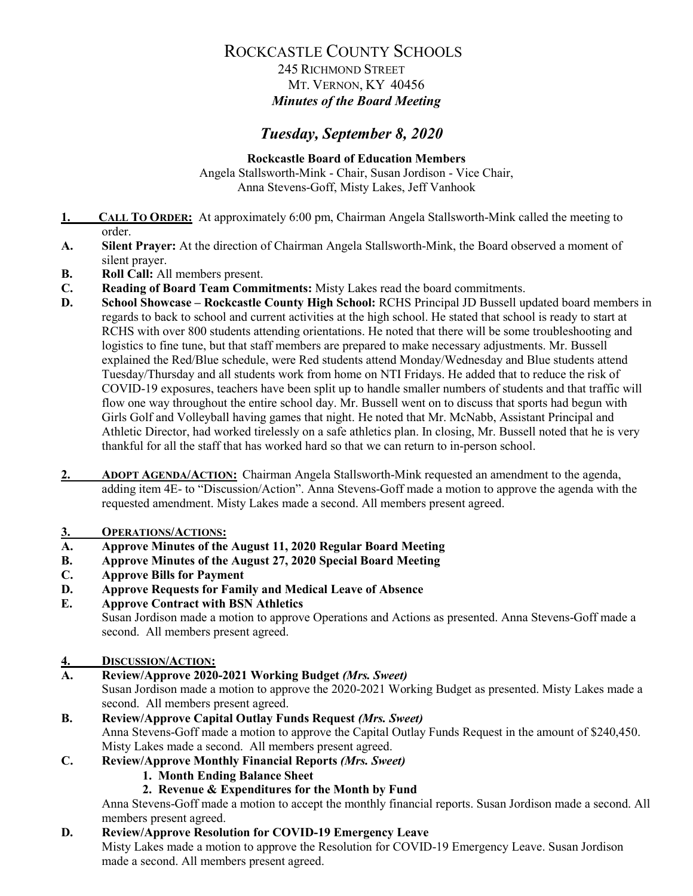# ROCKCASTLE COUNTY SCHOOLS

245 RICHMOND STREET
MT. VERNON, KY 40456
***Minutes of the Board Meeting***

## *Tuesday, September 8, 2020*

**Rockcastle Board of Education Members**
Angela Stallsworth-Mink - Chair, Susan Jordison - Vice Chair, Anna Stevens-Goff, Misty Lakes, Jeff Vanhook

**1. CALL TO ORDER:** At approximately 6:00 pm, Chairman Angela Stallsworth-Mink called the meeting to order.

**A. Silent Prayer:** At the direction of Chairman Angela Stallsworth-Mink, the Board observed a moment of silent prayer.

**B. Roll Call:** All members present.

**C. Reading of Board Team Commitments:** Misty Lakes read the board commitments.

**D. School Showcase – Rockcastle County High School:** RCHS Principal JD Bussell updated board members in regards to back to school and current activities at the high school. He stated that school is ready to start at RCHS with over 800 students attending orientations. He noted that there will be some troubleshooting and logistics to fine tune, but that staff members are prepared to make necessary adjustments. Mr. Bussell explained the Red/Blue schedule, were Red students attend Monday/Wednesday and Blue students attend Tuesday/Thursday and all students work from home on NTI Fridays. He added that to reduce the risk of COVID-19 exposures, teachers have been split up to handle smaller numbers of students and that traffic will flow one way throughout the entire school day. Mr. Bussell went on to discuss that sports had begun with Girls Golf and Volleyball having games that night. He noted that Mr. McNabb, Assistant Principal and Athletic Director, had worked tirelessly on a safe athletics plan. In closing, Mr. Bussell noted that he is very thankful for all the staff that has worked hard so that we can return to in-person school.

**2. ADOPT AGENDA/ACTION:** Chairman Angela Stallsworth-Mink requested an amendment to the agenda, adding item 4E- to "Discussion/Action". Anna Stevens-Goff made a motion to approve the agenda with the requested amendment. Misty Lakes made a second. All members present agreed.

**3. OPERATIONS/ACTIONS:**

**A. Approve Minutes of the August 11, 2020 Regular Board Meeting**

**B. Approve Minutes of the August 27, 2020 Special Board Meeting**

**C. Approve Bills for Payment**

**D. Approve Requests for Family and Medical Leave of Absence**

**E. Approve Contract with BSN Athletics**

Susan Jordison made a motion to approve Operations and Actions as presented. Anna Stevens-Goff made a second. All members present agreed.

**4. DISCUSSION/ACTION:**

**A. Review/Approve 2020-2021 Working Budget** ***(Mrs. Sweet)***

Susan Jordison made a motion to approve the 2020-2021 Working Budget as presented. Misty Lakes made a second. All members present agreed.

**B. Review/Approve Capital Outlay Funds Request** ***(Mrs. Sweet)***

Anna Stevens-Goff made a motion to approve the Capital Outlay Funds Request in the amount of $240,450. Misty Lakes made a second. All members present agreed.

**C. Review/Approve Monthly Financial Reports** ***(Mrs. Sweet)***

1. **Month Ending Balance Sheet**
2. **Revenue & Expenditures for the Month by Fund**

Anna Stevens-Goff made a motion to accept the monthly financial reports. Susan Jordison made a second. All members present agreed.

**D. Review/Approve Resolution for COVID-19 Emergency Leave**

Misty Lakes made a motion to approve the Resolution for COVID-19 Emergency Leave. Susan Jordison made a second. All members present agreed.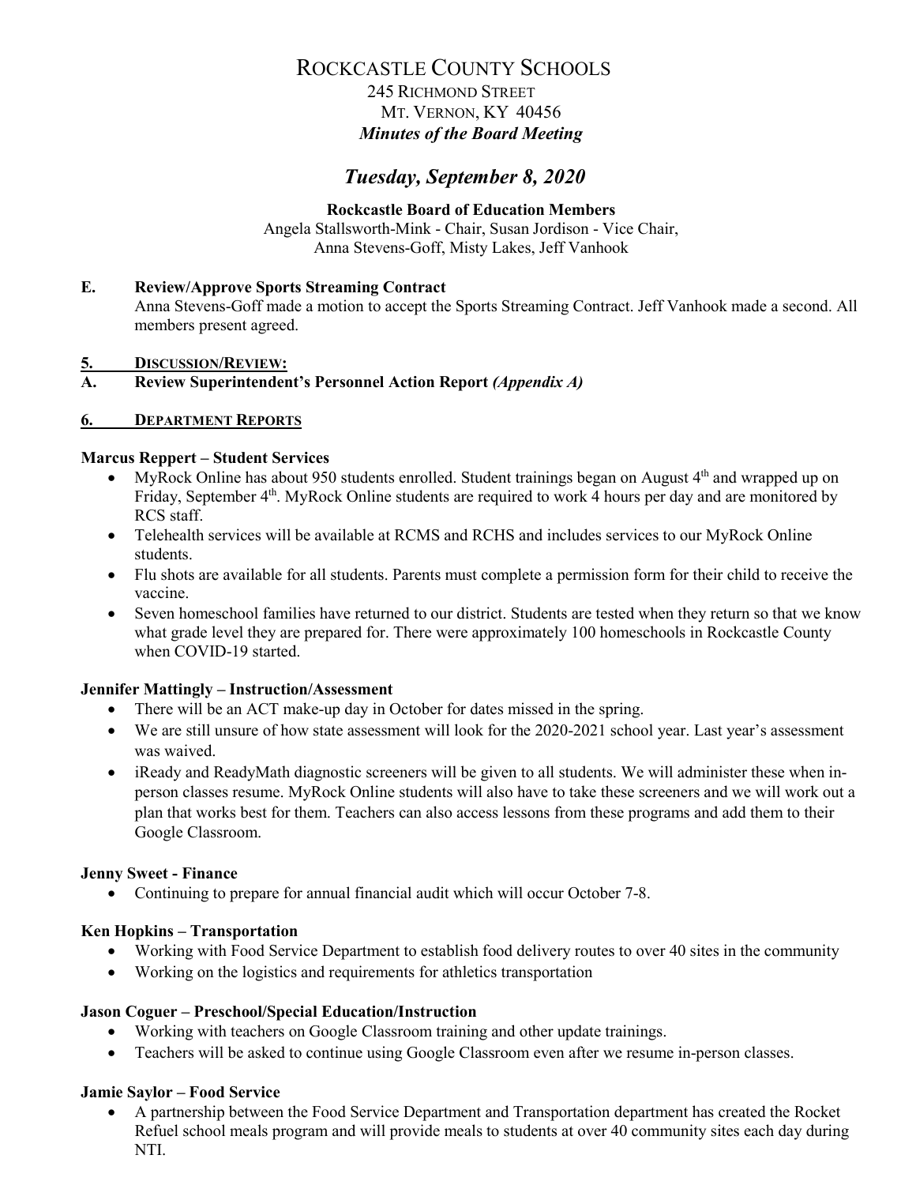# ROCKCASTLE COUNTY SCHOOLS

245 RICHMOND STREET
MT. VERNON, KY 40456

***Minutes of the Board Meeting***

## *Tuesday, September 8, 2020*

**Rockcastle Board of Education Members**

Angela Stallsworth-Mink - Chair, Susan Jordison - Vice Chair, Anna Stevens-Goff, Misty Lakes, Jeff Vanhook

**E. Review/Approve Sports Streaming Contract**

Anna Stevens-Goff made a motion to accept the Sports Streaming Contract. Jeff Vanhook made a second. All members present agreed.

**5. DISCUSSION/REVIEW:**

**A. Review Superintendent's Personnel Action Report *(Appendix A)***

**6. DEPARTMENT REPORTS**

**Marcus Reppert – Student Services**

- MyRock Online has about 950 students enrolled. Student trainings began on August 4th and wrapped up on Friday, September 4th. MyRock Online students are required to work 4 hours per day and are monitored by RCS staff.
- Telehealth services will be available at RCMS and RCHS and includes services to our MyRock Online students.
- Flu shots are available for all students. Parents must complete a permission form for their child to receive the vaccine.
- Seven homeschool families have returned to our district. Students are tested when they return so that we know what grade level they are prepared for. There were approximately 100 homeschools in Rockcastle County when COVID-19 started.

**Jennifer Mattingly – Instruction/Assessment**

- There will be an ACT make-up day in October for dates missed in the spring.
- We are still unsure of how state assessment will look for the 2020-2021 school year. Last year's assessment was waived.
- iReady and ReadyMath diagnostic screeners will be given to all students. We will administer these when in-person classes resume. MyRock Online students will also have to take these screeners and we will work out a plan that works best for them. Teachers can also access lessons from these programs and add them to their Google Classroom.

**Jenny Sweet - Finance**

- Continuing to prepare for annual financial audit which will occur October 7-8.

**Ken Hopkins – Transportation**

- Working with Food Service Department to establish food delivery routes to over 40 sites in the community
- Working on the logistics and requirements for athletics transportation

**Jason Coguer – Preschool/Special Education/Instruction**

- Working with teachers on Google Classroom training and other update trainings.
- Teachers will be asked to continue using Google Classroom even after we resume in-person classes.

**Jamie Saylor – Food Service**

- A partnership between the Food Service Department and Transportation department has created the Rocket Refuel school meals program and will provide meals to students at over 40 community sites each day during NTI.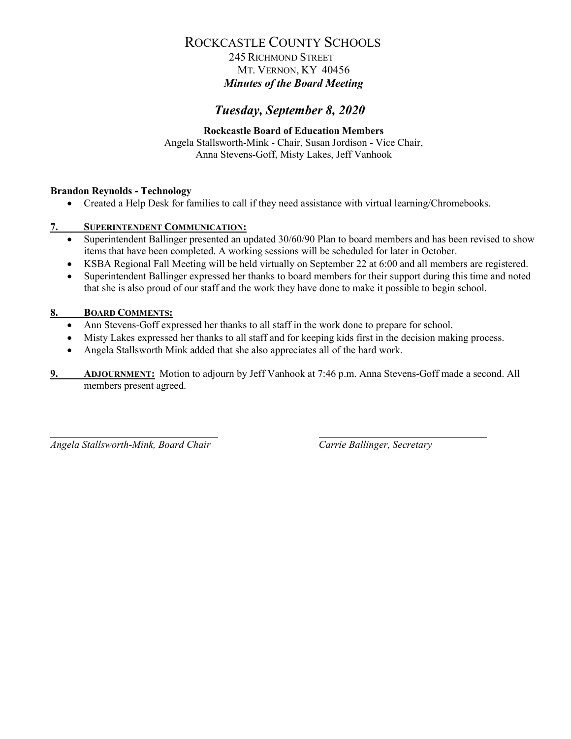# ROCKCASTLE COUNTY SCHOOLS

245 RICHMOND STREET
MT. VERNON, KY 40456
***Minutes of the Board Meeting***

## *Tuesday, September 8, 2020*

**Rockcastle Board of Education Members**
Angela Stallsworth-Mink - Chair, Susan Jordison - Vice Chair,
Anna Stevens-Goff, Misty Lakes, Jeff Vanhook

**Brandon Reynolds - Technology**

- Created a Help Desk for families to call if they need assistance with virtual learning/Chromebooks.

**7. SUPERINTENDENT COMMUNICATION:**

- Superintendent Ballinger presented an updated 30/60/90 Plan to board members and has been revised to show items that have been completed. A working sessions will be scheduled for later in October.
- KSBA Regional Fall Meeting will be held virtually on September 22 at 6:00 and all members are registered.
- Superintendent Ballinger expressed her thanks to board members for their support during this time and noted that she is also proud of our staff and the work they have done to make it possible to begin school.

**8. BOARD COMMENTS:**

- Ann Stevens-Goff expressed her thanks to all staff in the work done to prepare for school.
- Misty Lakes expressed her thanks to all staff and for keeping kids first in the decision making process.
- Angela Stallsworth Mink added that she also appreciates all of the hard work.

**9. ADJOURNMENT:** Motion to adjourn by Jeff Vanhook at 7:46 p.m. Anna Stevens-Goff made a second. All members present agreed.

*Angela Stallsworth-Mink, Board Chair*

*Carrie Ballinger, Secretary*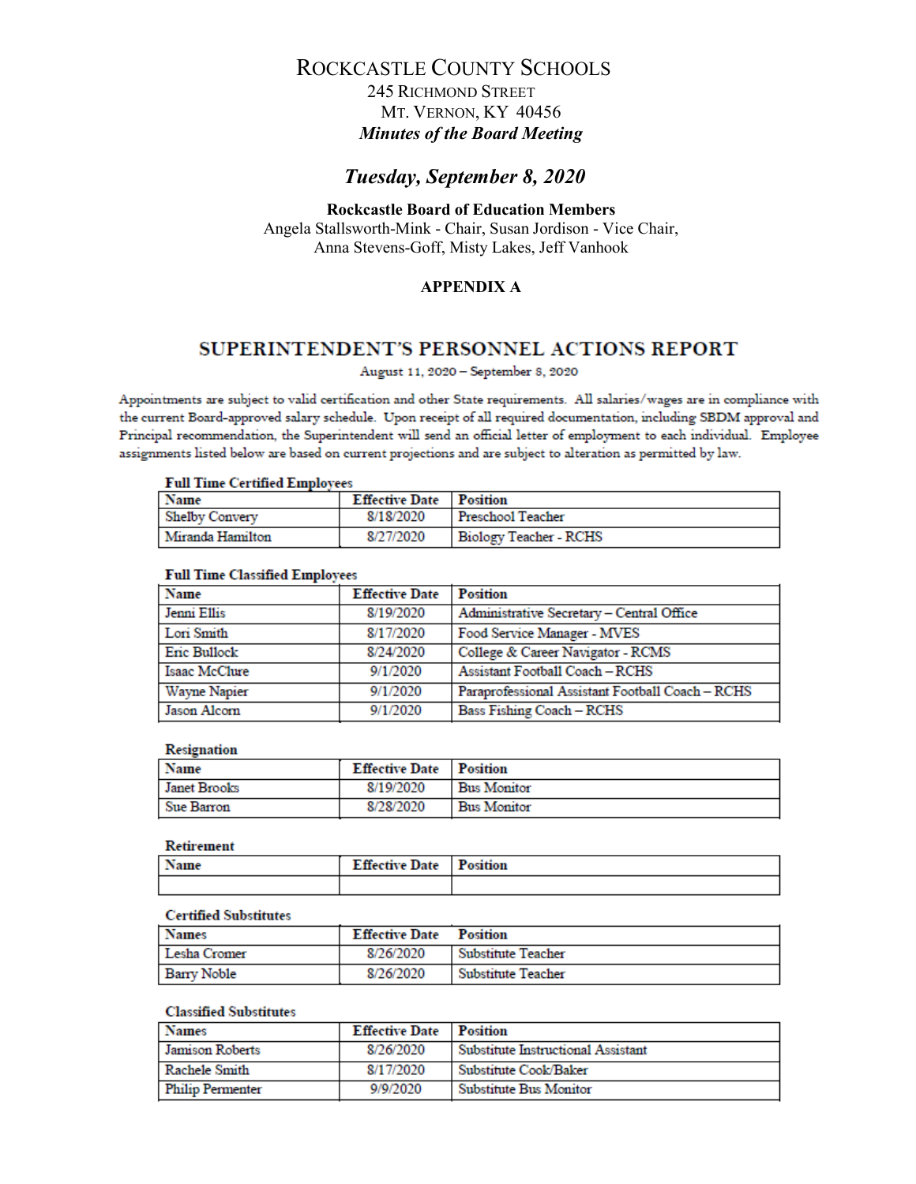# ROCKCASTLE COUNTY SCHOOLS

245 RICHMOND STREET
MT. VERNON, KY 40456
***Minutes of the Board Meeting***

## *Tuesday, September 8, 2020*

**Rockcastle Board of Education Members**
Angela Stallsworth-Mink - Chair, Susan Jordison - Vice Chair,
Anna Stevens-Goff, Misty Lakes, Jeff Vanhook

**APPENDIX A**

## SUPERINTENDENT'S PERSONNEL ACTIONS REPORT

August 11, 2020 – September 8, 2020

Appointments are subject to valid certification and other State requirements. All salaries/wages are in compliance with the current Board-approved salary schedule. Upon receipt of all required documentation, including SBDM approval and Principal recommendation, the Superintendent will send an official letter of employment to each individual. Employee assignments listed below are based on current projections and are subject to alteration as permitted by law.

**Full Time Certified Employees**

| Name | Effective Date | Position |
|---|---|---|
| Shelby Convery | 8/18/2020 | Preschool Teacher |
| Miranda Hamilton | 8/27/2020 | Biology Teacher - RCHS |

**Full Time Classified Employees**

| Name | Effective Date | Position |
|---|---|---|
| Jenni Ellis | 8/19/2020 | Administrative Secretary – Central Office |
| Lori Smith | 8/17/2020 | Food Service Manager - MVES |
| Eric Bullock | 8/24/2020 | College & Career Navigator - RCMS |
| Isaac McClure | 9/1/2020 | Assistant Football Coach – RCHS |
| Wayne Napier | 9/1/2020 | Paraprofessional Assistant Football Coach – RCHS |
| Jason Alcorn | 9/1/2020 | Bass Fishing Coach – RCHS |

**Resignation**

| Name | Effective Date | Position |
|---|---|---|
| Janet Brooks | 8/19/2020 | Bus Monitor |
| Sue Barron | 8/28/2020 | Bus Monitor |

**Retirement**

| Name | Effective Date | Position |
|---|---|---|
| | | |

**Certified Substitutes**

| Names | Effective Date | Position |
|---|---|---|
| Lesha Cromer | 8/26/2020 | Substitute Teacher |
| Barry Noble | 8/26/2020 | Substitute Teacher |

**Classified Substitutes**

| Names | Effective Date | Position |
|---|---|---|
| Jamison Roberts | 8/26/2020 | Substitute Instructional Assistant |
| Rachele Smith | 8/17/2020 | Substitute Cook/Baker |
| Philip Permenter | 9/9/2020 | Substitute Bus Monitor |